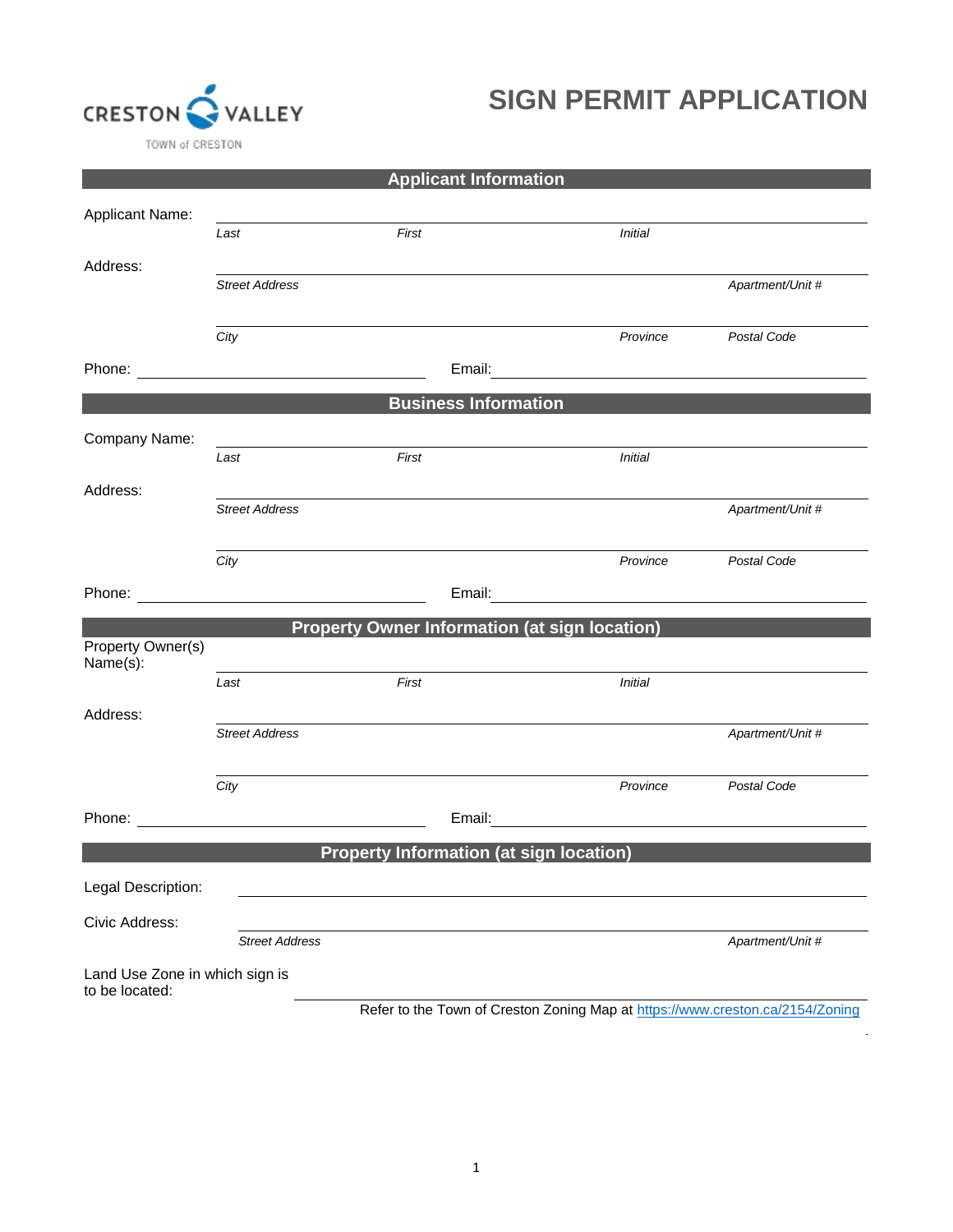CRESTON VALLEY
TOWN of CRESTON

# SIGN PERMIT APPLICATION

## Applicant Information

Applicant Name: ______________________________________________

*Last* *First* *Initial*

Address: ______________________________________________

*Street Address* *Apartment/Unit #*

______________________________________________

*City* *Province* *Postal Code*

Phone: ____________________ Email: ____________________

## Business Information

Company Name: ______________________________________________

*Last* *First* *Initial*

Address: ______________________________________________

*Street Address* *Apartment/Unit #*

______________________________________________

*City* *Province* *Postal Code*

Phone: ____________________ Email: ____________________

## Property Owner Information (at sign location)

Property Owner(s) Name(s): ______________________________________________

*Last* *First* *Initial*

Address: ______________________________________________

*Street Address* *Apartment/Unit #*

______________________________________________

*City* *Province* *Postal Code*

Phone: ____________________ Email: ____________________

## Property Information (at sign location)

Legal Description: ______________________________________________

Civic Address: ______________________________________________

*Street Address* *Apartment/Unit #*

Land Use Zone in which sign is to be located: ______________________________________________

Refer to the Town of Creston Zoning Map at https://www.creston.ca/2154/Zoning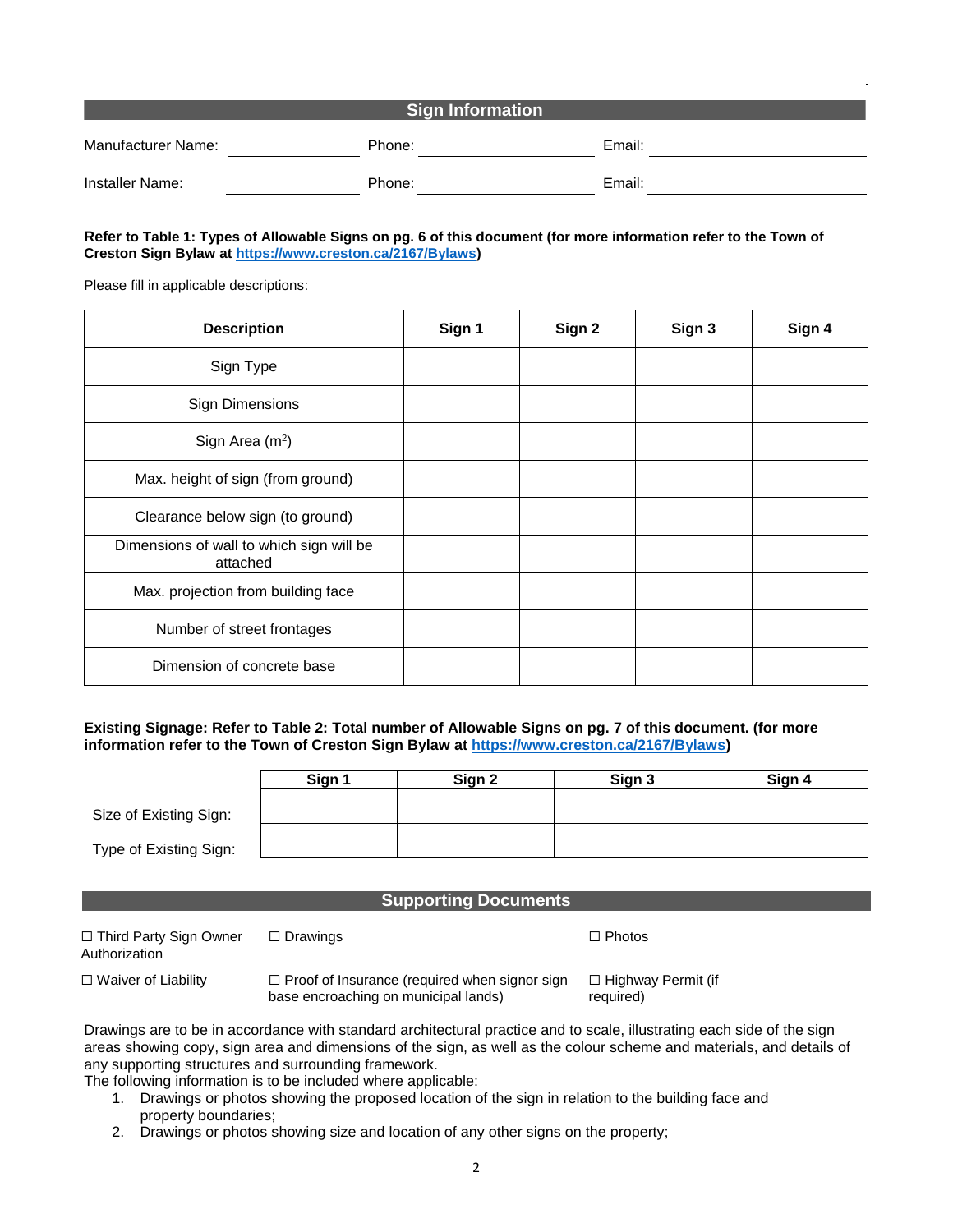## Sign Information

Manufacturer Name: \_\_\_\_\_\_\_\_\_\_ Phone: \_\_\_\_\_\_\_\_\_\_ Email: \_\_\_\_\_\_\_\_\_\_

Installer Name: \_\_\_\_\_\_\_\_\_\_ Phone: \_\_\_\_\_\_\_\_\_\_ Email: \_\_\_\_\_\_\_\_\_\_

**Refer to Table 1: Types of Allowable Signs on pg. 6 of this document (for more information refer to the Town of Creston Sign Bylaw at [https://www.creston.ca/2167/Bylaws](https://www.creston.ca/2167/Bylaws))**

Please fill in applicable descriptions:

| Description | Sign 1 | Sign 2 | Sign 3 | Sign 4 |
|---|---|---|---|---|
| Sign Type | | | | |
| Sign Dimensions | | | | |
| Sign Area ($m^2$) | | | | |
| Max. height of sign (from ground) | | | | |
| Clearance below sign (to ground) | | | | |
| Dimensions of wall to which sign will be attached | | | | |
| Max. projection from building face | | | | |
| Number of street frontages | | | | |
| Dimension of concrete base | | | | |

**Existing Signage: Refer to Table 2: Total number of Allowable Signs on pg. 7 of this document. (for more information refer to the Town of Creston Sign Bylaw at [https://www.creston.ca/2167/Bylaws](https://www.creston.ca/2167/Bylaws))**

| | Sign 1 | Sign 2 | Sign 3 | Sign 4 |
|---|---|---|---|---|
| Size of Existing Sign: | | | | |
| Type of Existing Sign: | | | | |

## Supporting Documents

☐ Third Party Sign Owner Authorization ☐ Drawings ☐ Photos

☐ Waiver of Liability ☐ Proof of Insurance (required when signor sign base encroaching on municipal lands) ☐ Highway Permit (if required)

Drawings are to be in accordance with standard architectural practice and to scale, illustrating each side of the sign areas showing copy, sign area and dimensions of the sign, as well as the colour scheme and materials, and details of any supporting structures and surrounding framework.
The following information is to be included where applicable:

1. Drawings or photos showing the proposed location of the sign in relation to the building face and property boundaries;
2. Drawings or photos showing size and location of any other signs on the property;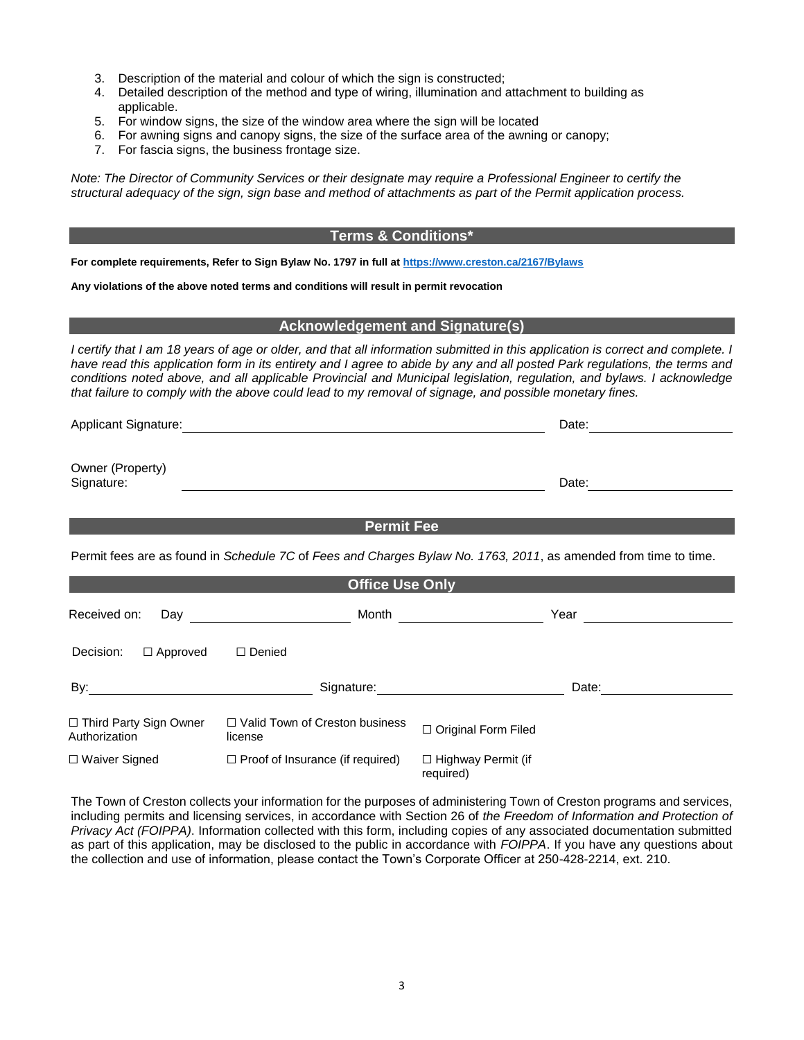3. Description of the material and colour of which the sign is constructed;
4. Detailed description of the method and type of wiring, illumination and attachment to building as applicable.
5. For window signs, the size of the window area where the sign will be located
6. For awning signs and canopy signs, the size of the surface area of the awning or canopy;
7. For fascia signs, the business frontage size.

*Note: The Director of Community Services or their designate may require a Professional Engineer to certify the structural adequacy of the sign, sign base and method of attachments as part of the Permit application process.*

## Terms & Conditions*

**For complete requirements, Refer to Sign Bylaw No. 1797 in full at [https://www.creston.ca/2167/Bylaws](https://www.creston.ca/2167/Bylaws)**

**Any violations of the above noted terms and conditions will result in permit revocation**

## Acknowledgement and Signature(s)

*I certify that I am 18 years of age or older, and that all information submitted in this application is correct and complete. I have read this application form in its entirety and I agree to abide by any and all posted Park regulations, the terms and conditions noted above, and all applicable Provincial and Municipal legislation, regulation, and bylaws. I acknowledge that failure to comply with the above could lead to my removal of signage, and possible monetary fines.*

Applicant Signature: ______________________________ Date: ______________

Owner (Property) Signature: ______________________________ Date: ______________

## Permit Fee

Permit fees are as found in *Schedule 7C* of *Fees and Charges Bylaw No. 1763, 2011*, as amended from time to time.

## Office Use Only

Received on: Day ______________ Month ______________ Year ______________

Decision: ☐ Approved ☐ Denied

By: ______________ Signature: ______________ Date: ______________

| | | |
|---|---|---|
| ☐ Third Party Sign Owner Authorization | ☐ Valid Town of Creston business license | ☐ Original Form Filed |
| ☐ Waiver Signed | ☐ Proof of Insurance (if required) | ☐ Highway Permit (if required) |

The Town of Creston collects your information for the purposes of administering Town of Creston programs and services, including permits and licensing services, in accordance with Section 26 of *the Freedom of Information and Protection of Privacy Act (FOIPPA)*. Information collected with this form, including copies of any associated documentation submitted as part of this application, may be disclosed to the public in accordance with *FOIPPA*. If you have any questions about the collection and use of information, please contact the Town's Corporate Officer at 250-428-2214, ext. 210.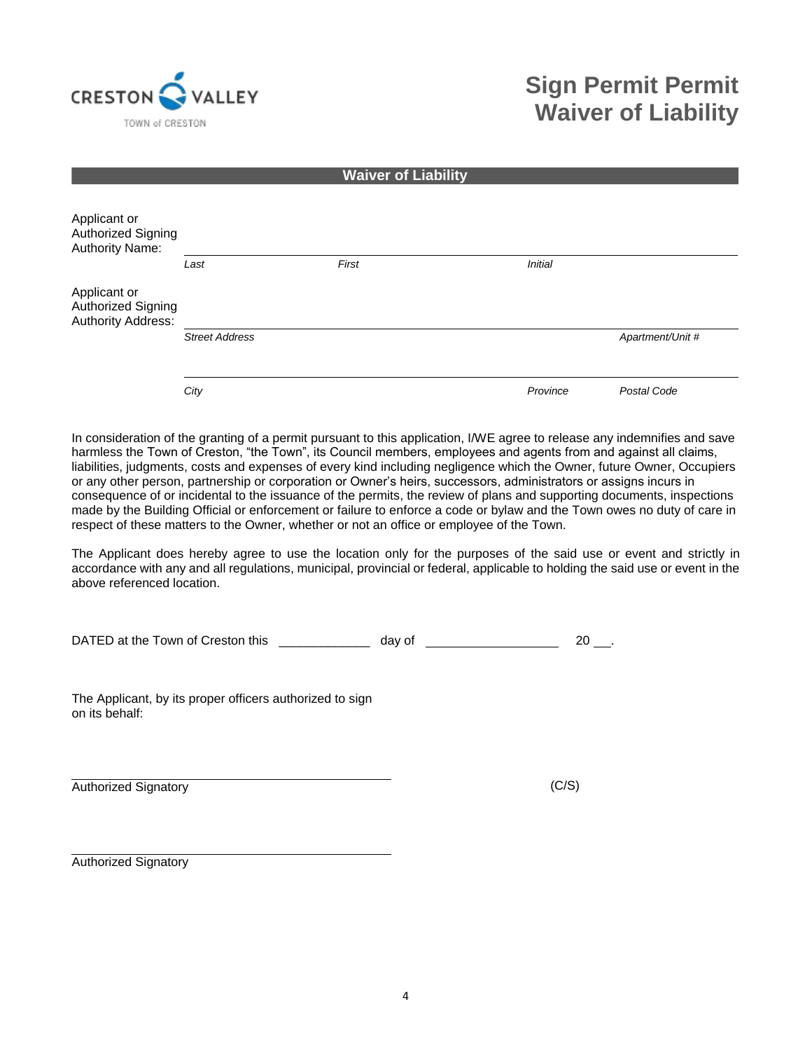CRESTON VALLEY

TOWN of CRESTON

# Sign Permit Permit Waiver of Liability

## Waiver of Liability

Applicant or Authorized Signing Authority Name: ______________________________

*Last* *First* *Initial*

Applicant or Authorized Signing Authority Address: ______________________________

*Street Address* *Apartment/Unit #*

______________________________

*City* *Province* *Postal Code*

In consideration of the granting of a permit pursuant to this application, I/WE agree to release any indemnifies and save harmless the Town of Creston, "the Town", its Council members, employees and agents from and against all claims, liabilities, judgments, costs and expenses of every kind including negligence which the Owner, future Owner, Occupiers or any other person, partnership or corporation or Owner's heirs, successors, administrators or assigns incurs in consequence of or incidental to the issuance of the permits, the review of plans and supporting documents, inspections made by the Building Official or enforcement or failure to enforce a code or bylaw and the Town owes no duty of care in respect of these matters to the Owner, whether or not an office or employee of the Town.

The Applicant does hereby agree to use the location only for the purposes of the said use or event and strictly in accordance with any and all regulations, municipal, provincial or federal, applicable to holding the said use or event in the above referenced location.

DATED at the Town of Creston this _____________ day of ___________________ 20 ___.

The Applicant, by its proper officers authorized to sign on its behalf:

______________________________

Authorized Signatory (C/S)

______________________________

Authorized Signatory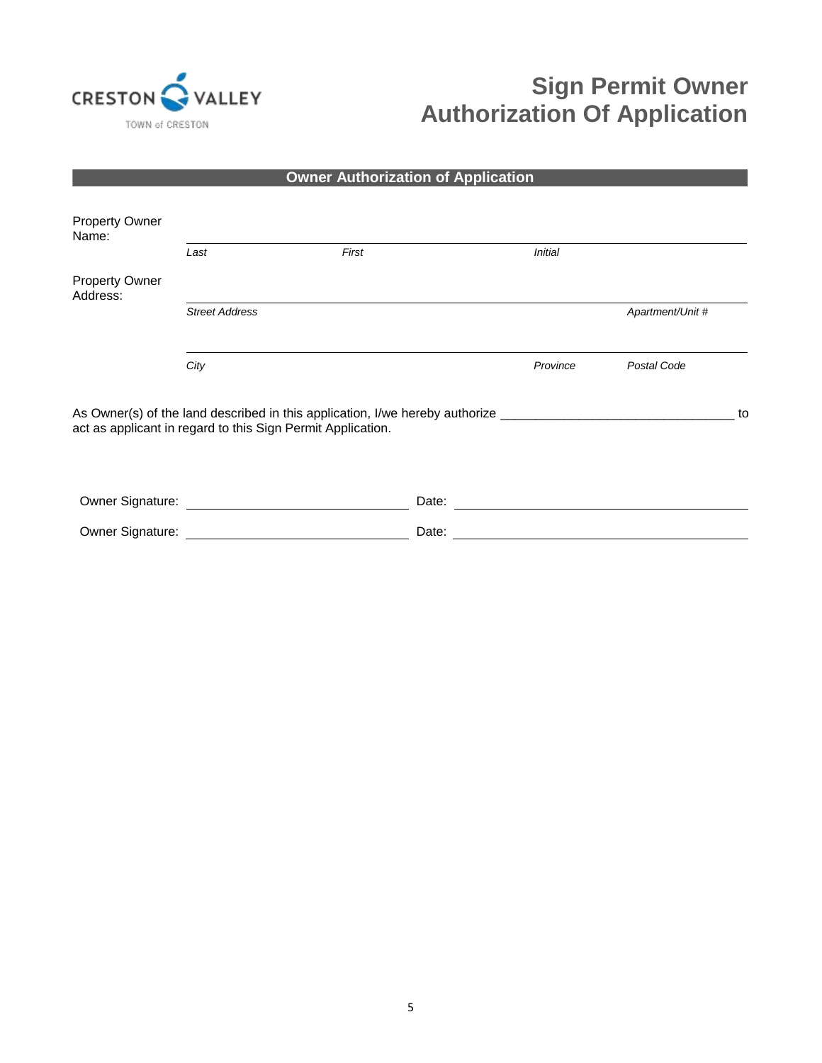CRESTON VALLEY
TOWN of CRESTON

# Sign Permit Owner Authorization Of Application

## Owner Authorization of Application

Property Owner Name: ______________________________________________

*Last* *First* *Initial*

Property Owner Address: ______________________________________________

*Street Address* *Apartment/Unit #*

______________________________________________

*City* *Province* *Postal Code*

As Owner(s) of the land described in this application, I/we hereby authorize ________________________________ to act as applicant in regard to this Sign Permit Application.

Owner Signature: ______________________________ Date: ______________________________

Owner Signature: ______________________________ Date: ______________________________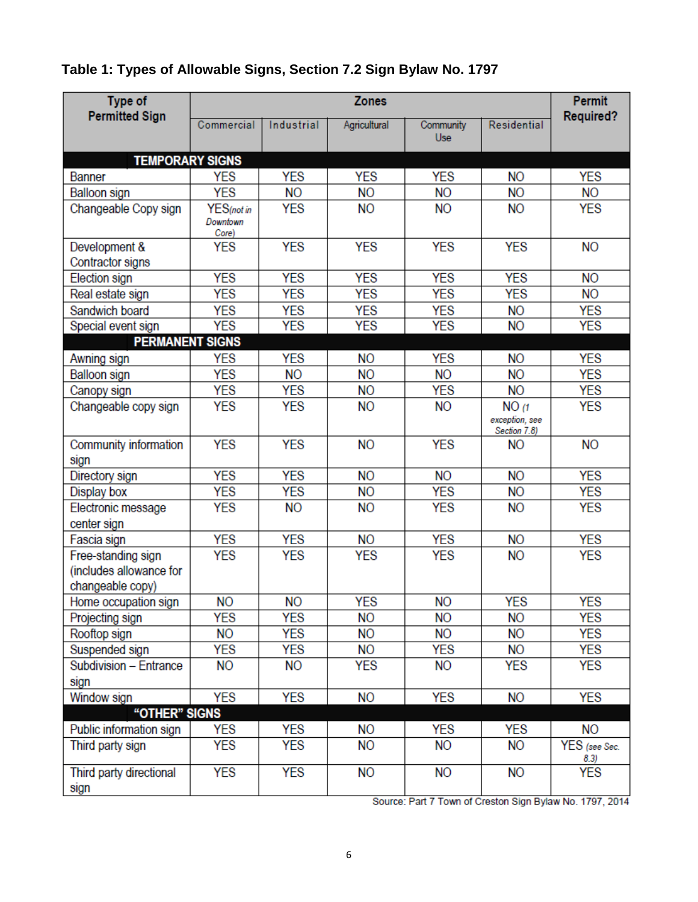**Table 1: Types of Allowable Signs, Section 7.2 Sign Bylaw No. 1797**

| Type of Permitted Sign | Zones | | | | | Permit Required? |
|---|---|---|---|---|---|---|
| | Commercial | Industrial | Agricultural | Community Use | Residential | |
| **TEMPORARY SIGNS** | | | | | | |
| Banner | YES | YES | YES | YES | NO | YES |
| Balloon sign | YES | NO | NO | NO | NO | NO |
| Changeable Copy sign | YES *(not in Downtown Core)* | YES | NO | NO | NO | YES |
| Development & Contractor signs | YES | YES | YES | YES | YES | NO |
| Election sign | YES | YES | YES | YES | YES | NO |
| Real estate sign | YES | YES | YES | YES | YES | NO |
| Sandwich board | YES | YES | YES | YES | NO | YES |
| Special event sign | YES | YES | YES | YES | NO | YES |
| **PERMANENT SIGNS** | | | | | | |
| Awning sign | YES | YES | NO | YES | NO | YES |
| Balloon sign | YES | NO | NO | NO | NO | YES |
| Canopy sign | YES | YES | NO | YES | NO | YES |
| Changeable copy sign | YES | YES | NO | NO | NO *(1 exception, see Section 7.8)* | YES |
| Community information sign | YES | YES | NO | YES | NO | NO |
| Directory sign | YES | YES | NO | NO | NO | YES |
| Display box | YES | YES | NO | YES | NO | YES |
| Electronic message center sign | YES | NO | NO | YES | NO | YES |
| Fascia sign | YES | YES | NO | YES | NO | YES |
| Free-standing sign (includes allowance for changeable copy) | YES | YES | YES | YES | NO | YES |
| Home occupation sign | NO | NO | YES | NO | YES | YES |
| Projecting sign | YES | YES | NO | NO | NO | YES |
| Rooftop sign | NO | YES | NO | NO | NO | YES |
| Suspended sign | YES | YES | NO | YES | NO | YES |
| Subdivision – Entrance sign | NO | NO | YES | NO | YES | YES |
| Window sign | YES | YES | NO | YES | NO | YES |
| **"OTHER" SIGNS** | | | | | | |
| Public information sign | YES | YES | NO | YES | YES | NO |
| Third party sign | YES | YES | NO | NO | NO | YES *(see Sec. 8.3)* |
| Third party directional sign | YES | YES | NO | NO | NO | YES |

Source: Part 7 Town of Creston Sign Bylaw No. 1797, 2014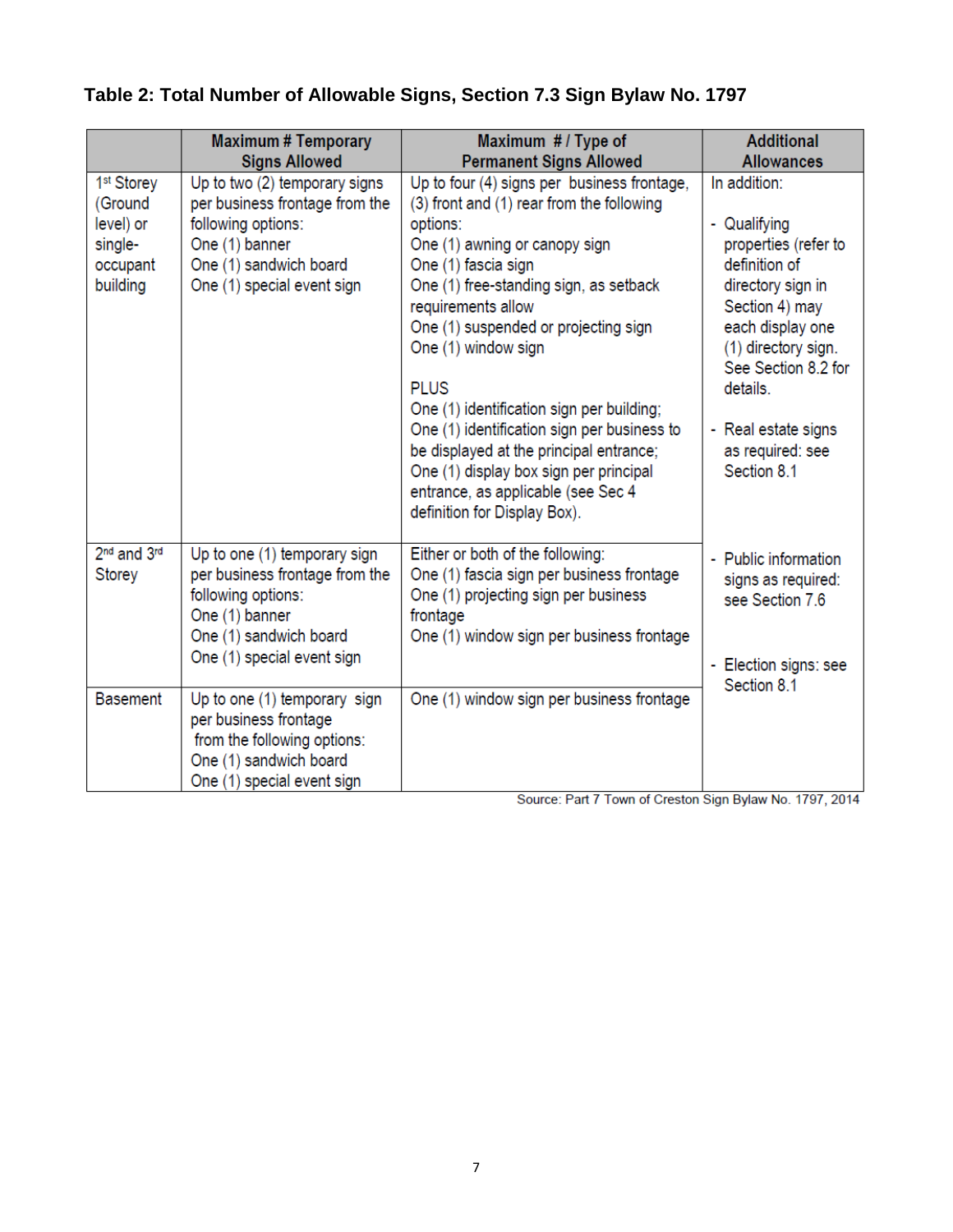**Table 2: Total Number of Allowable Signs, Section 7.3 Sign Bylaw No. 1797**

| | Maximum # Temporary Signs Allowed | Maximum # / Type of Permanent Signs Allowed | Additional Allowances |
|---|---|---|---|
| 1st Storey (Ground level) or single-occupant building | Up to two (2) temporary signs per business frontage from the following options:<br>One (1) banner<br>One (1) sandwich board<br>One (1) special event sign | Up to four (4) signs per business frontage, (3) front and (1) rear from the following options:<br>One (1) awning or canopy sign<br>One (1) fascia sign<br>One (1) free-standing sign, as setback requirements allow<br>One (1) suspended or projecting sign<br>One (1) window sign<br><br>PLUS<br>One (1) identification sign per building;<br>One (1) identification sign per business to be displayed at the principal entrance;<br>One (1) display box sign per principal entrance, as applicable (see Sec 4 definition for Display Box). | In addition:<br><br>- Qualifying properties (refer to definition of directory sign in Section 4) may each display one (1) directory sign. See Section 8.2 for details.<br><br>- Real estate signs as required: see Section 8.1 |
| 2nd and 3rd Storey | Up to one (1) temporary sign per business frontage from the following options:<br>One (1) banner<br>One (1) sandwich board<br>One (1) special event sign | Either or both of the following:<br>One (1) fascia sign per business frontage<br>One (1) projecting sign per business frontage<br>One (1) window sign per business frontage | - Public information signs as required: see Section 7.6<br><br>- Election signs: see Section 8.1 |
| Basement | Up to one (1) temporary sign per business frontage from the following options:<br>One (1) sandwich board<br>One (1) special event sign | One (1) window sign per business frontage | |

Source: Part 7 Town of Creston Sign Bylaw No. 1797, 2014